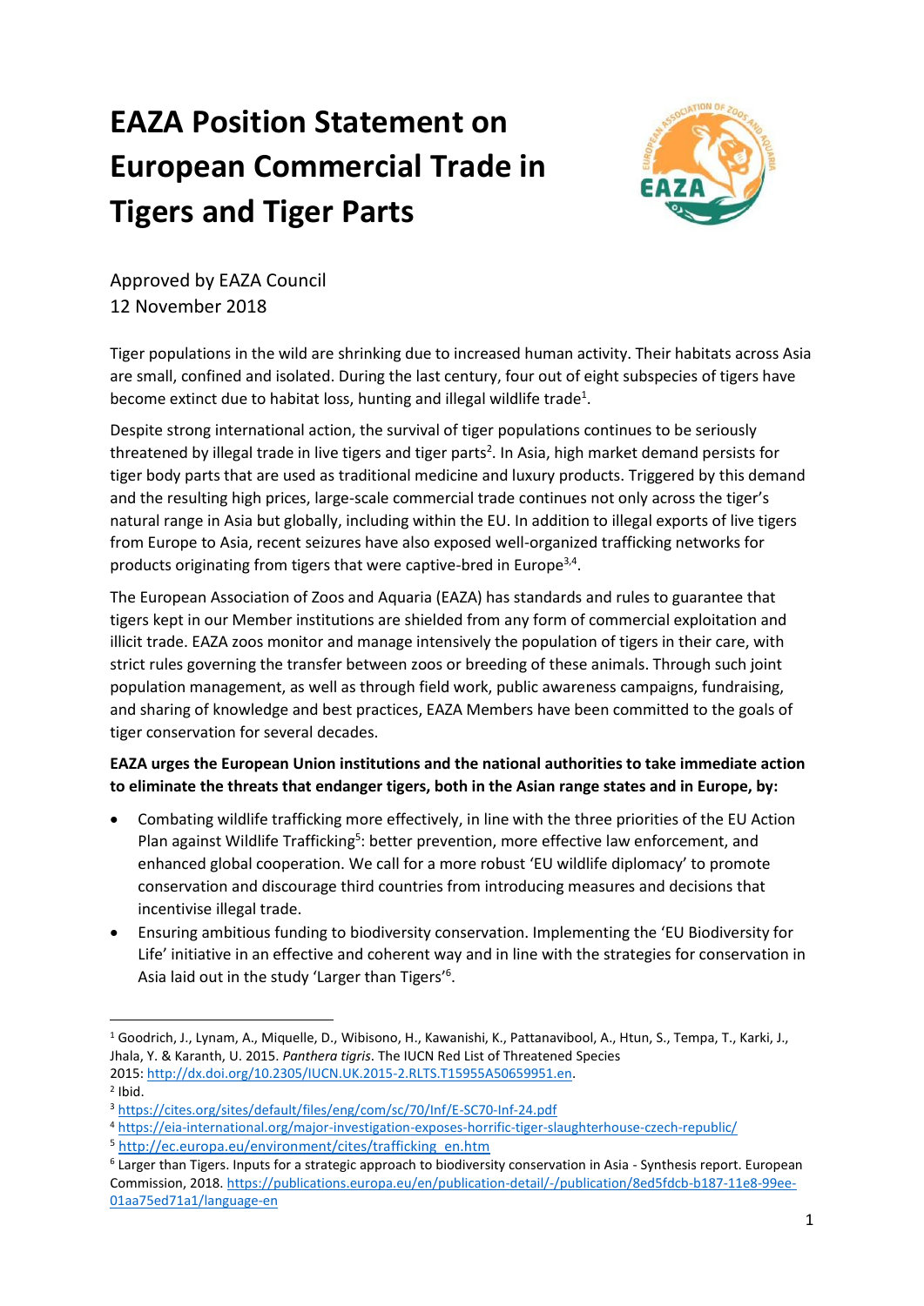# EAZA Position Statement on European Commercial Trade in Tigers and Tiger Parts

Approved by EAZA Council
12 November 2018

Tiger populations in the wild are shrinking due to increased human activity. Their habitats across Asia are small, confined and isolated. During the last century, four out of eight subspecies of tigers have become extinct due to habitat loss, hunting and illegal wildlife trade[1].

Despite strong international action, the survival of tiger populations continues to be seriously threatened by illegal trade in live tigers and tiger parts[2]. In Asia, high market demand persists for tiger body parts that are used as traditional medicine and luxury products. Triggered by this demand and the resulting high prices, large-scale commercial trade continues not only across the tiger's natural range in Asia but globally, including within the EU. In addition to illegal exports of live tigers from Europe to Asia, recent seizures have also exposed well-organized trafficking networks for products originating from tigers that were captive-bred in Europe[3,4].

The European Association of Zoos and Aquaria (EAZA) has standards and rules to guarantee that tigers kept in our Member institutions are shielded from any form of commercial exploitation and illicit trade. EAZA zoos monitor and manage intensively the population of tigers in their care, with strict rules governing the transfer between zoos or breeding of these animals. Through such joint population management, as well as through field work, public awareness campaigns, fundraising, and sharing of knowledge and best practices, EAZA Members have been committed to the goals of tiger conservation for several decades.

**EAZA urges the European Union institutions and the national authorities to take immediate action to eliminate the threats that endanger tigers, both in the Asian range states and in Europe, by:**

- Combating wildlife trafficking more effectively, in line with the three priorities of the EU Action Plan against Wildlife Trafficking[5]: better prevention, more effective law enforcement, and enhanced global cooperation. We call for a more robust 'EU wildlife diplomacy' to promote conservation and discourage third countries from introducing measures and decisions that incentivise illegal trade.
- Ensuring ambitious funding to biodiversity conservation. Implementing the 'EU Biodiversity for Life' initiative in an effective and coherent way and in line with the strategies for conservation in Asia laid out in the study 'Larger than Tigers'[6].

---

[1] Goodrich, J., Lynam, A., Miquelle, D., Wibisono, H., Kawanishi, K., Pattanavibool, A., Htun, S., Tempa, T., Karki, J., Jhala, Y. & Karanth, U. 2015. *Panthera tigris*. The IUCN Red List of Threatened Species 2015: http://dx.doi.org/10.2305/IUCN.UK.2015-2.RLTS.T15955A50659951.en.

[2] Ibid.

[3] https://cites.org/sites/default/files/eng/com/sc/70/Inf/E-SC70-Inf-24.pdf

[4] https://eia-international.org/major-investigation-exposes-horrific-tiger-slaughterhouse-czech-republic/

[5] http://ec.europa.eu/environment/cites/trafficking_en.htm

[6] Larger than Tigers. Inputs for a strategic approach to biodiversity conservation in Asia - Synthesis report. European Commission, 2018. https://publications.europa.eu/en/publication-detail/-/publication/8ed5fdcb-b187-11e8-99ee-01aa75ed71a1/language-en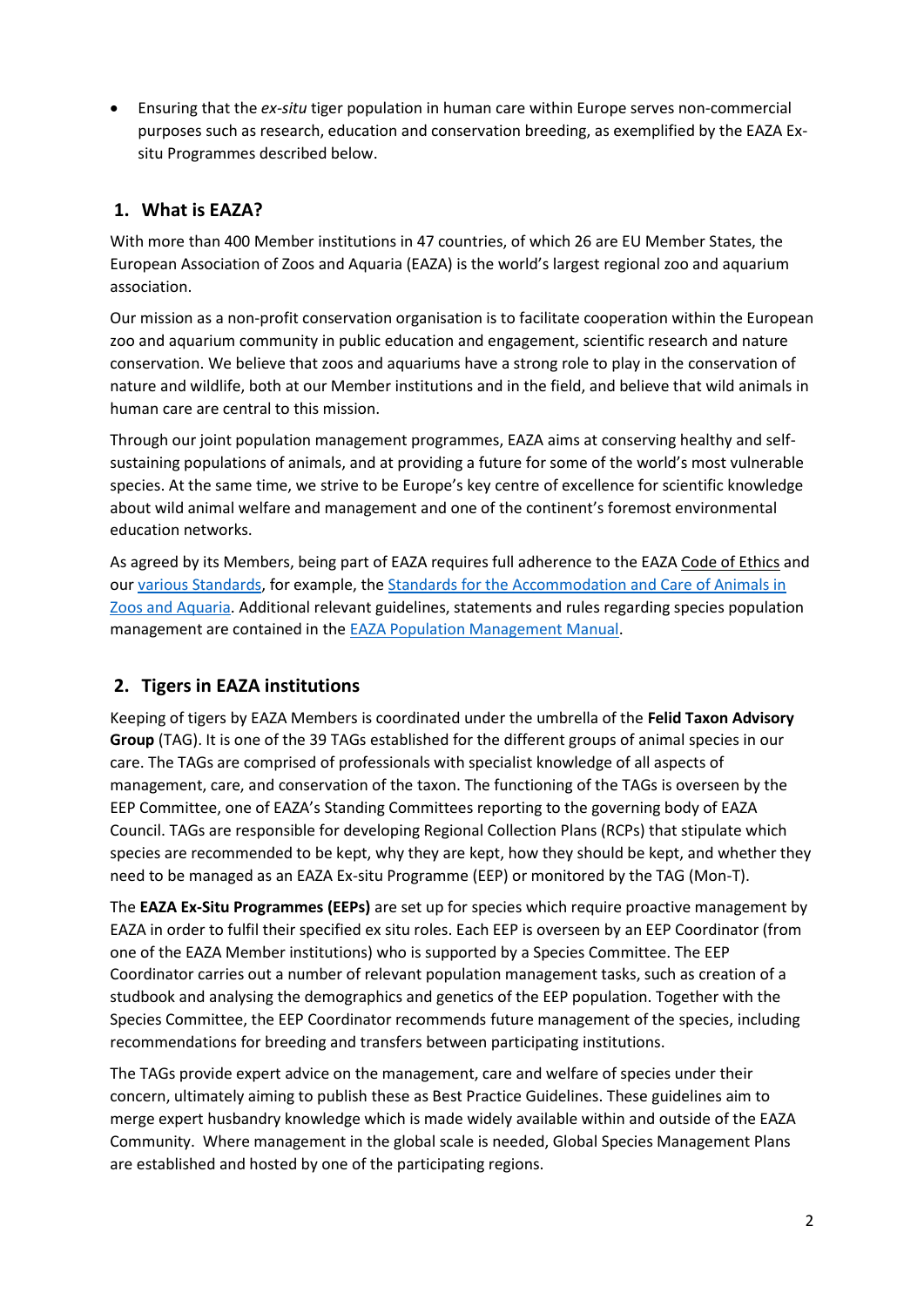- Ensuring that the *ex-situ* tiger population in human care within Europe serves non-commercial purposes such as research, education and conservation breeding, as exemplified by the EAZA Ex-situ Programmes described below.

## 1. What is EAZA?

With more than 400 Member institutions in 47 countries, of which 26 are EU Member States, the European Association of Zoos and Aquaria (EAZA) is the world's largest regional zoo and aquarium association.

Our mission as a non-profit conservation organisation is to facilitate cooperation within the European zoo and aquarium community in public education and engagement, scientific research and nature conservation. We believe that zoos and aquariums have a strong role to play in the conservation of nature and wildlife, both at our Member institutions and in the field, and believe that wild animals in human care are central to this mission.

Through our joint population management programmes, EAZA aims at conserving healthy and self-sustaining populations of animals, and at providing a future for some of the world's most vulnerable species. At the same time, we strive to be Europe's key centre of excellence for scientific knowledge about wild animal welfare and management and one of the continent's foremost environmental education networks.

As agreed by its Members, being part of EAZA requires full adherence to the EAZA Code of Ethics and our various Standards, for example, the Standards for the Accommodation and Care of Animals in Zoos and Aquaria. Additional relevant guidelines, statements and rules regarding species population management are contained in the EAZA Population Management Manual.

## 2. Tigers in EAZA institutions

Keeping of tigers by EAZA Members is coordinated under the umbrella of the **Felid Taxon Advisory Group** (TAG). It is one of the 39 TAGs established for the different groups of animal species in our care. The TAGs are comprised of professionals with specialist knowledge of all aspects of management, care, and conservation of the taxon. The functioning of the TAGs is overseen by the EEP Committee, one of EAZA's Standing Committees reporting to the governing body of EAZA Council. TAGs are responsible for developing Regional Collection Plans (RCPs) that stipulate which species are recommended to be kept, why they are kept, how they should be kept, and whether they need to be managed as an EAZA Ex-situ Programme (EEP) or monitored by the TAG (Mon-T).

The **EAZA Ex-Situ Programmes (EEPs)** are set up for species which require proactive management by EAZA in order to fulfil their specified ex situ roles. Each EEP is overseen by an EEP Coordinator (from one of the EAZA Member institutions) who is supported by a Species Committee. The EEP Coordinator carries out a number of relevant population management tasks, such as creation of a studbook and analysing the demographics and genetics of the EEP population. Together with the Species Committee, the EEP Coordinator recommends future management of the species, including recommendations for breeding and transfers between participating institutions.

The TAGs provide expert advice on the management, care and welfare of species under their concern, ultimately aiming to publish these as Best Practice Guidelines. These guidelines aim to merge expert husbandry knowledge which is made widely available within and outside of the EAZA Community. Where management in the global scale is needed, Global Species Management Plans are established and hosted by one of the participating regions.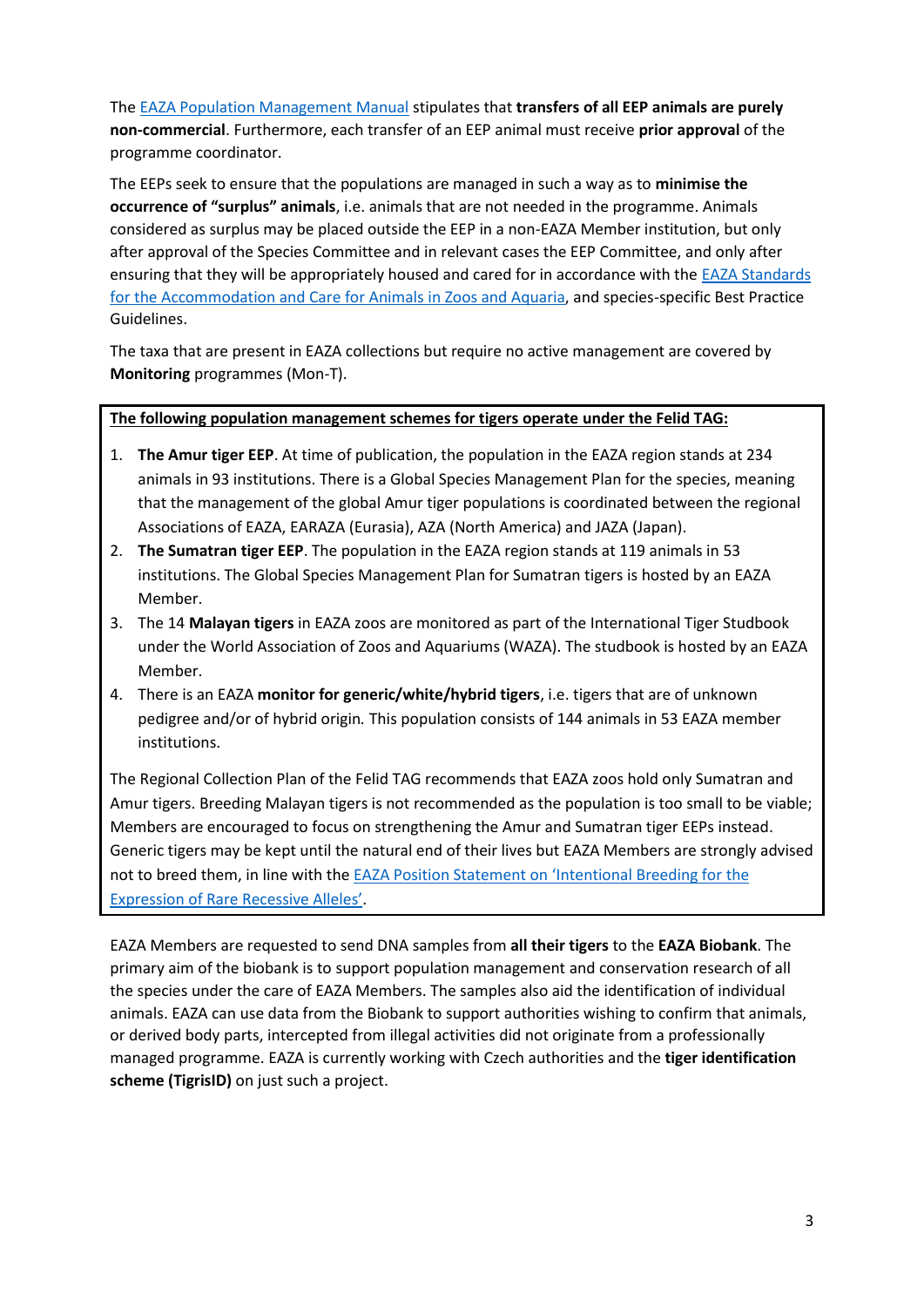The EAZA Population Management Manual stipulates that **transfers of all EEP animals are purely non-commercial**. Furthermore, each transfer of an EEP animal must receive **prior approval** of the programme coordinator.

The EEPs seek to ensure that the populations are managed in such a way as to **minimise the occurrence of "surplus" animals**, i.e. animals that are not needed in the programme. Animals considered as surplus may be placed outside the EEP in a non-EAZA Member institution, but only after approval of the Species Committee and in relevant cases the EEP Committee, and only after ensuring that they will be appropriately housed and cared for in accordance with the EAZA Standards for the Accommodation and Care for Animals in Zoos and Aquaria, and species-specific Best Practice Guidelines.

The taxa that are present in EAZA collections but require no active management are covered by **Monitoring** programmes (Mon-T).

**The following population management schemes for tigers operate under the Felid TAG:**

1. **The Amur tiger EEP**. At time of publication, the population in the EAZA region stands at 234 animals in 93 institutions. There is a Global Species Management Plan for the species, meaning that the management of the global Amur tiger populations is coordinated between the regional Associations of EAZA, EARAZA (Eurasia), AZA (North America) and JAZA (Japan).
2. **The Sumatran tiger EEP**. The population in the EAZA region stands at 119 animals in 53 institutions. The Global Species Management Plan for Sumatran tigers is hosted by an EAZA Member.
3. The 14 **Malayan tigers** in EAZA zoos are monitored as part of the International Tiger Studbook under the World Association of Zoos and Aquariums (WAZA). The studbook is hosted by an EAZA Member.
4. There is an EAZA **monitor for generic/white/hybrid tigers**, i.e. tigers that are of unknown pedigree and/or of hybrid origin. This population consists of 144 animals in 53 EAZA member institutions.

The Regional Collection Plan of the Felid TAG recommends that EAZA zoos hold only Sumatran and Amur tigers. Breeding Malayan tigers is not recommended as the population is too small to be viable; Members are encouraged to focus on strengthening the Amur and Sumatran tiger EEPs instead. Generic tigers may be kept until the natural end of their lives but EAZA Members are strongly advised not to breed them, in line with the EAZA Position Statement on 'Intentional Breeding for the Expression of Rare Recessive Alleles'.

EAZA Members are requested to send DNA samples from **all their tigers** to the **EAZA Biobank**. The primary aim of the biobank is to support population management and conservation research of all the species under the care of EAZA Members. The samples also aid the identification of individual animals. EAZA can use data from the Biobank to support authorities wishing to confirm that animals, or derived body parts, intercepted from illegal activities did not originate from a professionally managed programme. EAZA is currently working with Czech authorities and the **tiger identification scheme (TigrisID)** on just such a project.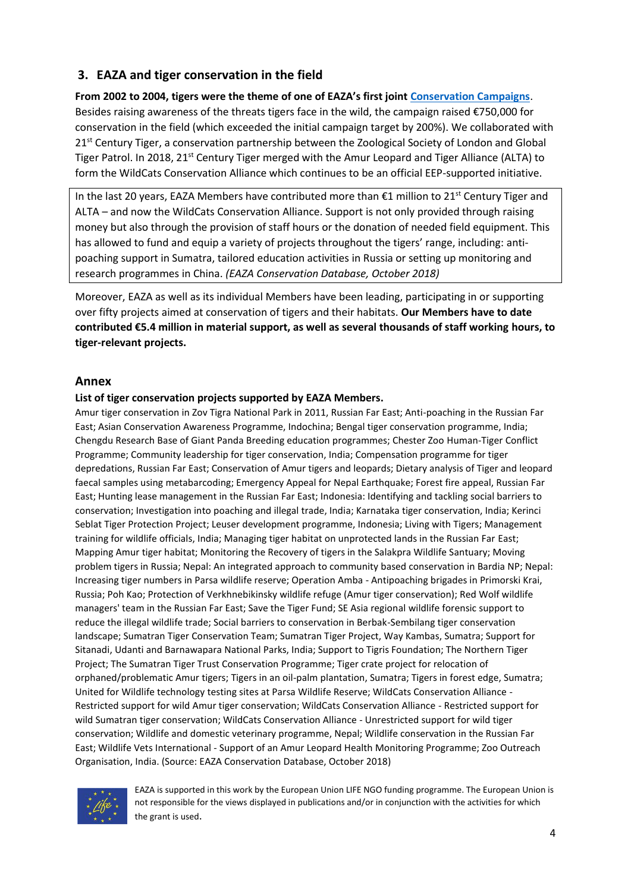## 3. EAZA and tiger conservation in the field

**From 2002 to 2004, tigers were the theme of one of EAZA's first joint [Conservation Campaigns](Conservation Campaigns).** Besides raising awareness of the threats tigers face in the wild, the campaign raised €750,000 for conservation in the field (which exceeded the initial campaign target by 200%). We collaborated with 21st Century Tiger, a conservation partnership between the Zoological Society of London and Global Tiger Patrol. In 2018, 21st Century Tiger merged with the Amur Leopard and Tiger Alliance (ALTA) to form the WildCats Conservation Alliance which continues to be an official EEP-supported initiative.

In the last 20 years, EAZA Members have contributed more than €1 million to 21st Century Tiger and ALTA – and now the WildCats Conservation Alliance. Support is not only provided through raising money but also through the provision of staff hours or the donation of needed field equipment. This has allowed to fund and equip a variety of projects throughout the tigers' range, including: anti-poaching support in Sumatra, tailored education activities in Russia or setting up monitoring and research programmes in China. *(EAZA Conservation Database, October 2018)*

Moreover, EAZA as well as its individual Members have been leading, participating in or supporting over fifty projects aimed at conservation of tigers and their habitats. **Our Members have to date contributed €5.4 million in material support, as well as several thousands of staff working hours, to tiger-relevant projects.**

## Annex

**List of tiger conservation projects supported by EAZA Members.**

Amur tiger conservation in Zov Tigra National Park in 2011, Russian Far East; Anti-poaching in the Russian Far East; Asian Conservation Awareness Programme, Indochina; Bengal tiger conservation programme, India; Chengdu Research Base of Giant Panda Breeding education programmes; Chester Zoo Human-Tiger Conflict Programme; Community leadership for tiger conservation, India; Compensation programme for tiger depredations, Russian Far East; Conservation of Amur tigers and leopards; Dietary analysis of Tiger and leopard faecal samples using metabarcoding; Emergency Appeal for Nepal Earthquake; Forest fire appeal, Russian Far East; Hunting lease management in the Russian Far East; Indonesia: Identifying and tackling social barriers to conservation; Investigation into poaching and illegal trade, India; Karnataka tiger conservation, India; Kerinci Seblat Tiger Protection Project; Leuser development programme, Indonesia; Living with Tigers; Management training for wildlife officials, India; Managing tiger habitat on unprotected lands in the Russian Far East; Mapping Amur tiger habitat; Monitoring the Recovery of tigers in the Salakpra Wildlife Santuary; Moving problem tigers in Russia; Nepal: An integrated approach to community based conservation in Bardia NP; Nepal: Increasing tiger numbers in Parsa wildlife reserve; Operation Amba - Antipoaching brigades in Primorski Krai, Russia; Poh Kao; Protection of Verkhnebikinsky wildlife refuge (Amur tiger conservation); Red Wolf wildlife managers' team in the Russian Far East; Save the Tiger Fund; SE Asia regional wildlife forensic support to reduce the illegal wildlife trade; Social barriers to conservation in Berbak-Sembilang tiger conservation landscape; Sumatran Tiger Conservation Team; Sumatran Tiger Project, Way Kambas, Sumatra; Support for Sitanadi, Udanti and Barnawapara National Parks, India; Support to Tigris Foundation; The Northern Tiger Project; The Sumatran Tiger Trust Conservation Programme; Tiger crate project for relocation of orphaned/problematic Amur tigers; Tigers in an oil-palm plantation, Sumatra; Tigers in forest edge, Sumatra; United for Wildlife technology testing sites at Parsa Wildlife Reserve; WildCats Conservation Alliance - Restricted support for wild Amur tiger conservation; WildCats Conservation Alliance - Restricted support for wild Sumatran tiger conservation; WildCats Conservation Alliance - Unrestricted support for wild tiger conservation; Wildlife and domestic veterinary programme, Nepal; Wildlife conservation in the Russian Far East; Wildlife Vets International - Support of an Amur Leopard Health Monitoring Programme; Zoo Outreach Organisation, India. (Source: EAZA Conservation Database, October 2018)

EAZA is supported in this work by the European Union LIFE NGO funding programme. The European Union is not responsible for the views displayed in publications and/or in conjunction with the activities for which the grant is used.